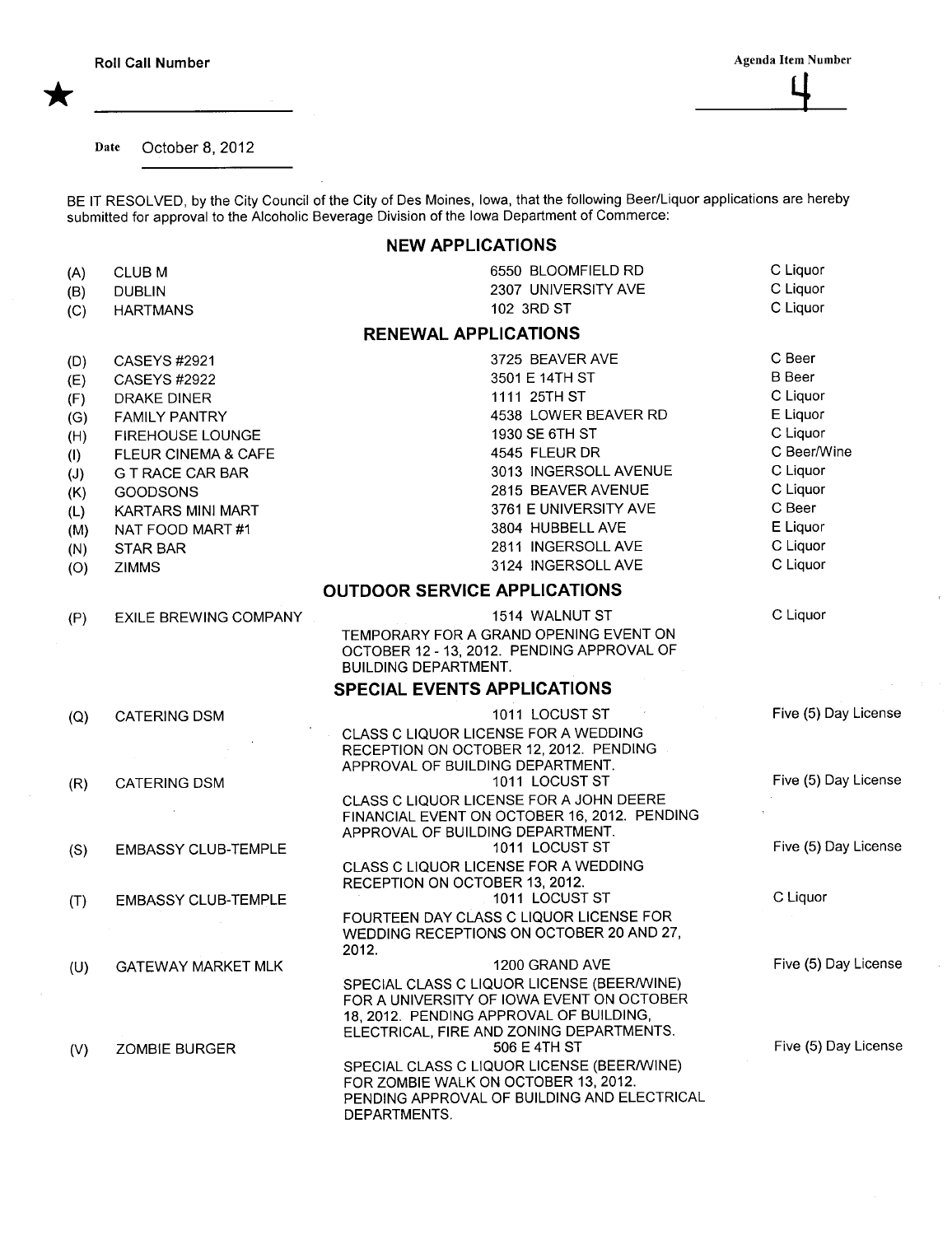Roll Call Number ★ ____________

Agenda Item Number 4

Date October 8, 2012

BE IT RESOLVED, by the City Council of the City of Des Moines, Iowa, that the following Beer/Liquor applications are hereby submitted for approval to the Alcoholic Beverage Division of the Iowa Department of Commerce:

## NEW APPLICATIONS

| | | | |
|---|---|---|---|
| (A) | CLUB M | 6550 BLOOMFIELD RD | C Liquor |
| (B) | DUBLIN | 2307 UNIVERSITY AVE | C Liquor |
| (C) | HARTMANS | 102 3RD ST | C Liquor |

## RENEWAL APPLICATIONS

| | | | |
|---|---|---|---|
| (D) | CASEYS #2921 | 3725 BEAVER AVE | C Beer |
| (E) | CASEYS #2922 | 3501 E 14TH ST | B Beer |
| (F) | DRAKE DINER | 1111 25TH ST | C Liquor |
| (G) | FAMILY PANTRY | 4538 LOWER BEAVER RD | E Liquor |
| (H) | FIREHOUSE LOUNGE | 1930 SE 6TH ST | C Liquor |
| (I) | FLEUR CINEMA & CAFE | 4545 FLEUR DR | C Beer/Wine |
| (J) | G T RACE CAR BAR | 3013 INGERSOLL AVENUE | C Liquor |
| (K) | GOODSONS | 2815 BEAVER AVENUE | C Liquor |
| (L) | KARTARS MINI MART | 3761 E UNIVERSITY AVE | C Beer |
| (M) | NAT FOOD MART #1 | 3804 HUBBELL AVE | E Liquor |
| (N) | STAR BAR | 2811 INGERSOLL AVE | C Liquor |
| (O) | ZIMMS | 3124 INGERSOLL AVE | C Liquor |

## OUTDOOR SERVICE APPLICATIONS

| | | | |
|---|---|---|---|
| (P) | EXILE BREWING COMPANY | 1514 WALNUT ST<br>TEMPORARY FOR A GRAND OPENING EVENT ON OCTOBER 12 - 13, 2012. PENDING APPROVAL OF BUILDING DEPARTMENT. | C Liquor |

## SPECIAL EVENTS APPLICATIONS

| | | | |
|---|---|---|---|
| (Q) | CATERING DSM | 1011 LOCUST ST<br>CLASS C LIQUOR LICENSE FOR A WEDDING RECEPTION ON OCTOBER 12, 2012. PENDING APPROVAL OF BUILDING DEPARTMENT. | Five (5) Day License |
| (R) | CATERING DSM | 1011 LOCUST ST<br>CLASS C LIQUOR LICENSE FOR A JOHN DEERE FINANCIAL EVENT ON OCTOBER 16, 2012. PENDING APPROVAL OF BUILDING DEPARTMENT. | Five (5) Day License |
| (S) | EMBASSY CLUB-TEMPLE | 1011 LOCUST ST<br>CLASS C LIQUOR LICENSE FOR A WEDDING RECEPTION ON OCTOBER 13, 2012. | Five (5) Day License |
| (T) | EMBASSY CLUB-TEMPLE | 1011 LOCUST ST<br>FOURTEEN DAY CLASS C LIQUOR LICENSE FOR WEDDING RECEPTIONS ON OCTOBER 20 AND 27, 2012. | C Liquor |
| (U) | GATEWAY MARKET MLK | 1200 GRAND AVE<br>SPECIAL CLASS C LIQUOR LICENSE (BEER/WINE) FOR A UNIVERSITY OF IOWA EVENT ON OCTOBER 18, 2012. PENDING APPROVAL OF BUILDING, ELECTRICAL, FIRE AND ZONING DEPARTMENTS. | Five (5) Day License |
| (V) | ZOMBIE BURGER | 506 E 4TH ST<br>SPECIAL CLASS C LIQUOR LICENSE (BEER/WINE) FOR ZOMBIE WALK ON OCTOBER 13, 2012. PENDING APPROVAL OF BUILDING AND ELECTRICAL DEPARTMENTS. | Five (5) Day License |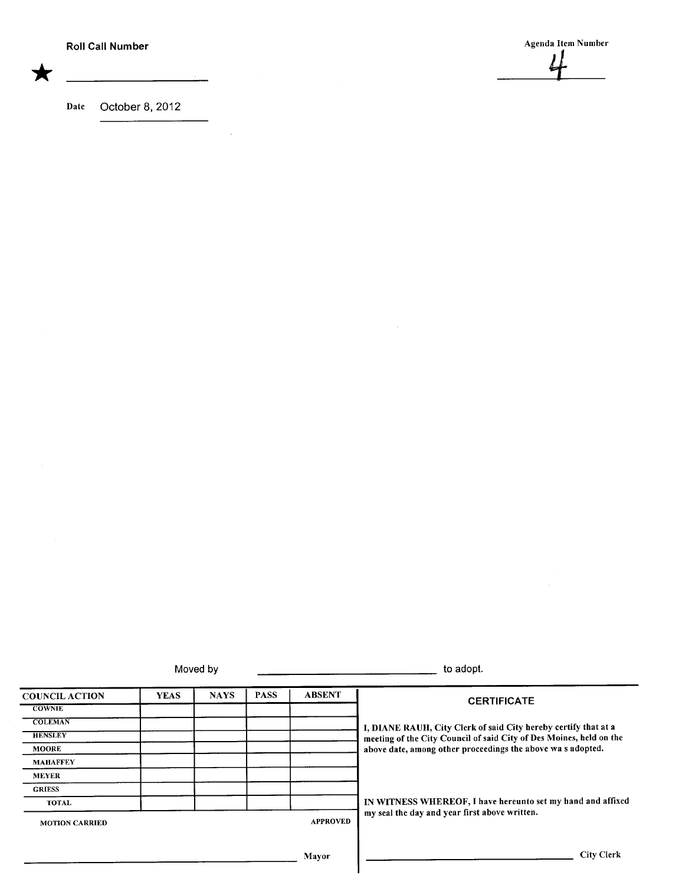Roll Call Number

★ ____________________

Date October 8, 2012

Agenda Item Number

4

Moved by ____________________________ to adopt.

| COUNCIL ACTION | YEAS | NAYS | PASS | ABSENT |
|---|---|---|---|---|
| COWNIE | | | | |
| COLEMAN | | | | |
| HENSLEY | | | | |
| MOORE | | | | |
| MAHAFFEY | | | | |
| MEYER | | | | |
| GRIESS | | | | |
| TOTAL | | | | |

MOTION CARRIED APPROVED

____________________________ Mayor

**CERTIFICATE**

I, DIANE RAUH, City Clerk of said City hereby certify that at a meeting of the City Council of said City of Des Moines, held on the above date, among other proceedings the above wa s adopted.

IN WITNESS WHEREOF, I have hereunto set my hand and affixed my seal the day and year first above written.

____________________________ City Clerk